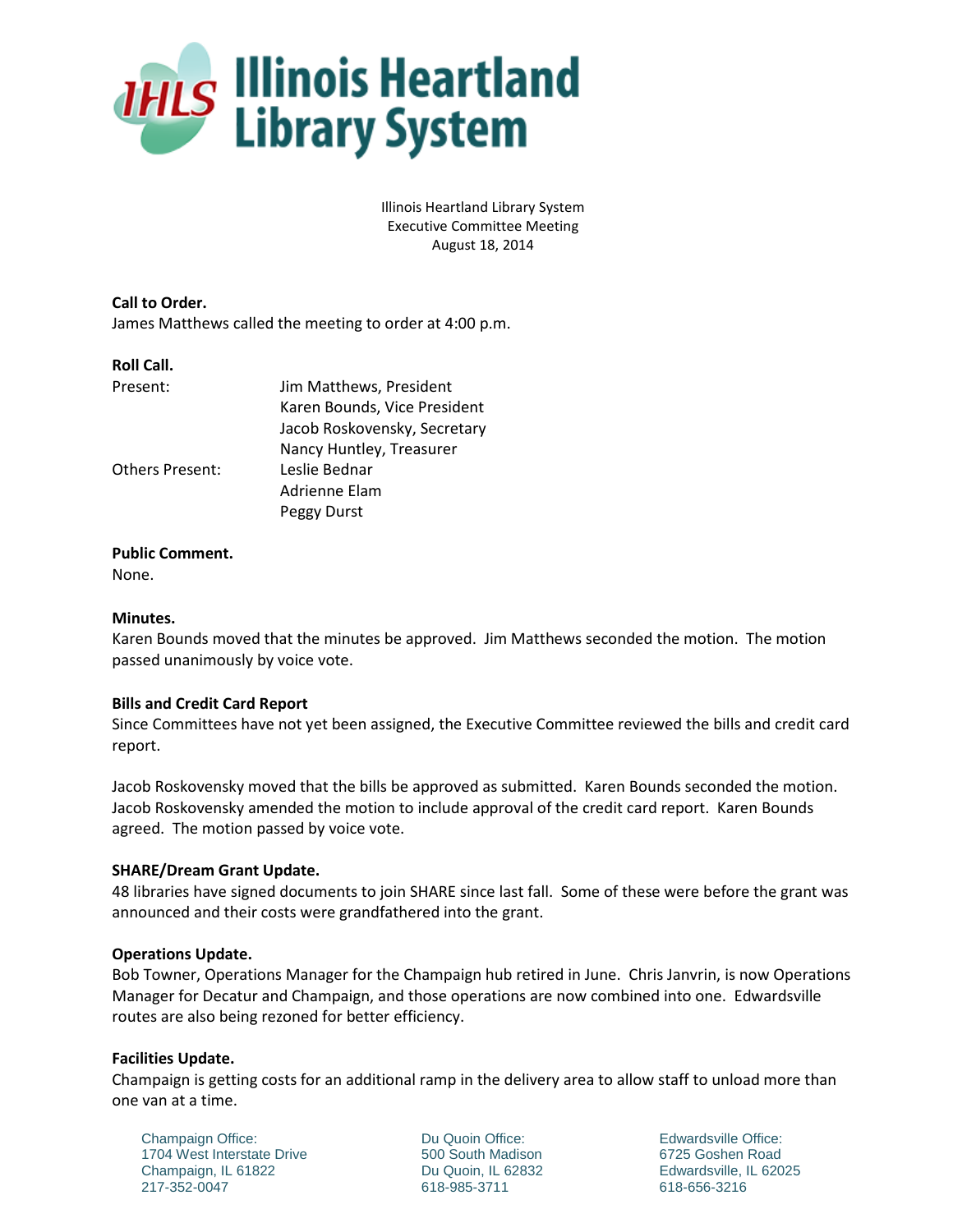# Illinois Heartland Library System

Illinois Heartland Library System
Executive Committee Meeting
August 18, 2014

**Call to Order.**
James Matthews called the meeting to order at 4:00 p.m.

**Roll Call.**

| | |
|---|---|
| Present: | Jim Matthews, President |
| | Karen Bounds, Vice President |
| | Jacob Roskovensky, Secretary |
| | Nancy Huntley, Treasurer |
| Others Present: | Leslie Bednar |
| | Adrienne Elam |
| | Peggy Durst |

**Public Comment.**
None.

**Minutes.**
Karen Bounds moved that the minutes be approved. Jim Matthews seconded the motion. The motion passed unanimously by voice vote.

**Bills and Credit Card Report**
Since Committees have not yet been assigned, the Executive Committee reviewed the bills and credit card report.

Jacob Roskovensky moved that the bills be approved as submitted. Karen Bounds seconded the motion. Jacob Roskovensky amended the motion to include approval of the credit card report. Karen Bounds agreed. The motion passed by voice vote.

**SHARE/Dream Grant Update.**
48 libraries have signed documents to join SHARE since last fall. Some of these were before the grant was announced and their costs were grandfathered into the grant.

**Operations Update.**
Bob Towner, Operations Manager for the Champaign hub retired in June. Chris Janvrin, is now Operations Manager for Decatur and Champaign, and those operations are now combined into one. Edwardsville routes are also being rezoned for better efficiency.

**Facilities Update.**
Champaign is getting costs for an additional ramp in the delivery area to allow staff to unload more than one van at a time.

Champaign Office:
1704 West Interstate Drive
Champaign, IL 61822
217-352-0047

Du Quoin Office:
500 South Madison
Du Quoin, IL 62832
618-985-3711

Edwardsville Office:
6725 Goshen Road
Edwardsville, IL 62025
618-656-3216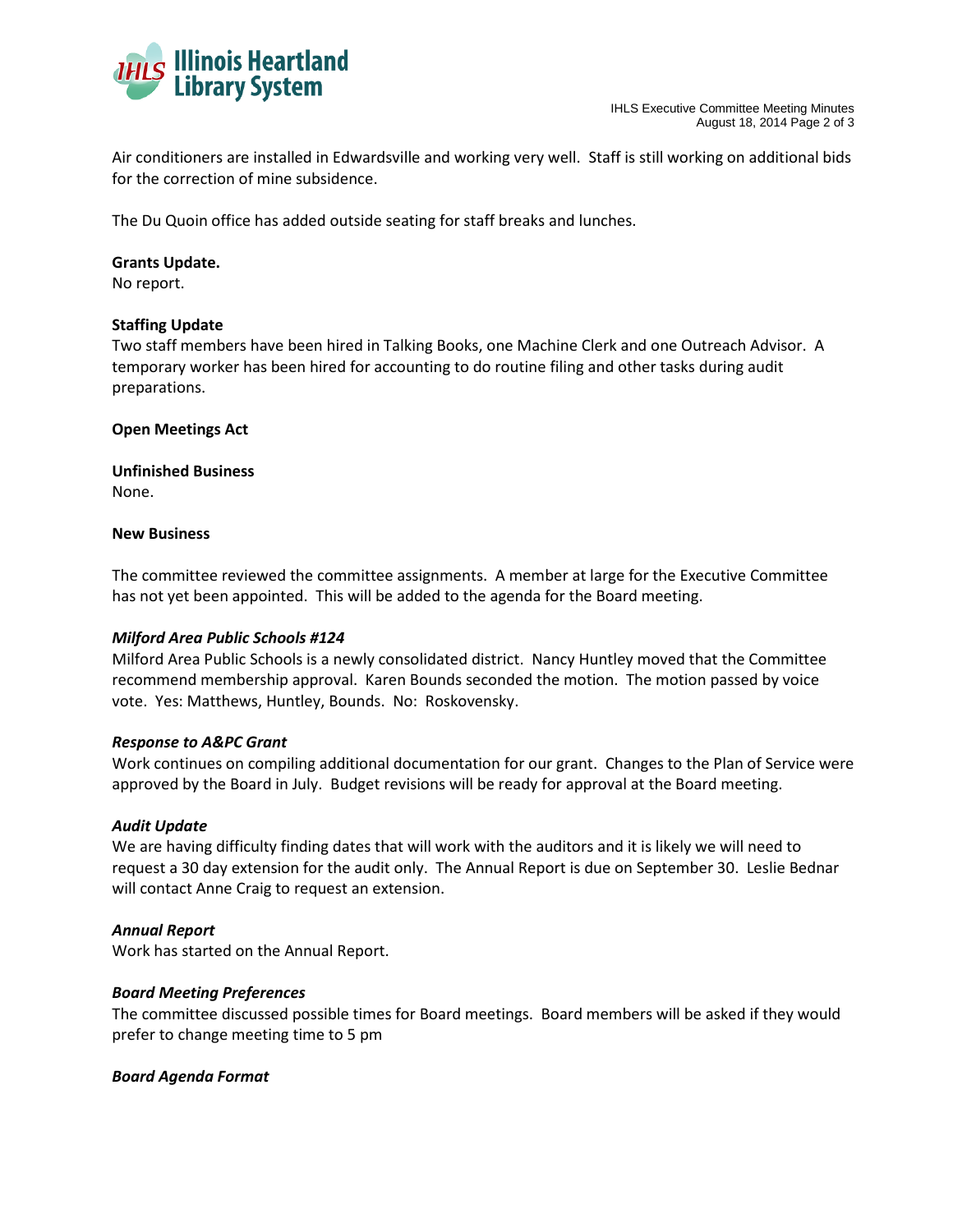Air conditioners are installed in Edwardsville and working very well. Staff is still working on additional bids for the correction of mine subsidence.

The Du Quoin office has added outside seating for staff breaks and lunches.

**Grants Update.**
No report.

**Staffing Update**
Two staff members have been hired in Talking Books, one Machine Clerk and one Outreach Advisor. A temporary worker has been hired for accounting to do routine filing and other tasks during audit preparations.

**Open Meetings Act**

**Unfinished Business**
None.

**New Business**

The committee reviewed the committee assignments. A member at large for the Executive Committee has not yet been appointed. This will be added to the agenda for the Board meeting.

***Milford Area Public Schools #124***
Milford Area Public Schools is a newly consolidated district. Nancy Huntley moved that the Committee recommend membership approval. Karen Bounds seconded the motion. The motion passed by voice vote. Yes: Matthews, Huntley, Bounds. No: Roskovensky.

***Response to A&PC Grant***
Work continues on compiling additional documentation for our grant. Changes to the Plan of Service were approved by the Board in July. Budget revisions will be ready for approval at the Board meeting.

***Audit Update***
We are having difficulty finding dates that will work with the auditors and it is likely we will need to request a 30 day extension for the audit only. The Annual Report is due on September 30. Leslie Bednar will contact Anne Craig to request an extension.

***Annual Report***
Work has started on the Annual Report.

***Board Meeting Preferences***
The committee discussed possible times for Board meetings. Board members will be asked if they would prefer to change meeting time to 5 pm

***Board Agenda Format***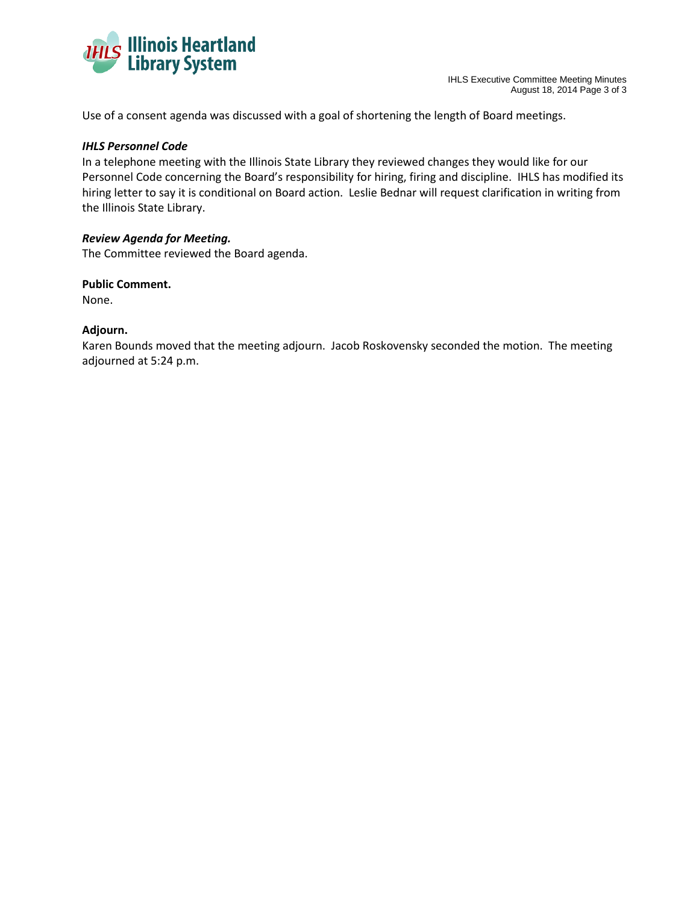Use of a consent agenda was discussed with a goal of shortening the length of Board meetings.

***IHLS Personnel Code***

In a telephone meeting with the Illinois State Library they reviewed changes they would like for our Personnel Code concerning the Board's responsibility for hiring, firing and discipline. IHLS has modified its hiring letter to say it is conditional on Board action. Leslie Bednar will request clarification in writing from the Illinois State Library.

***Review Agenda for Meeting.***

The Committee reviewed the Board agenda.

**Public Comment.**

None.

**Adjourn.**

Karen Bounds moved that the meeting adjourn. Jacob Roskovensky seconded the motion. The meeting adjourned at 5:24 p.m.